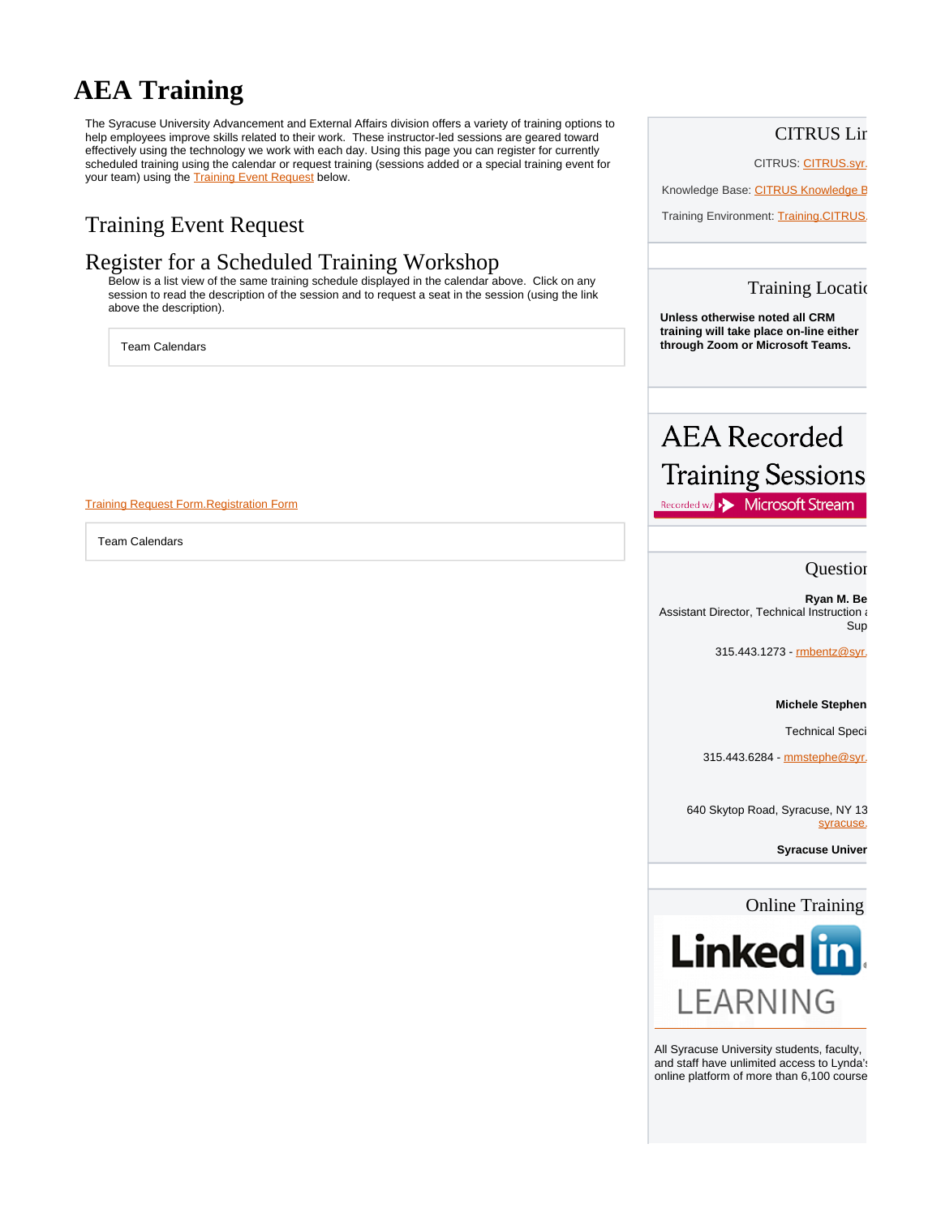# AEA Training

The Syracuse University Advancement and External Affairs division offers a variety of training options to help employees improve skills related to their work. These instructor-led sessions are geared toward effectively using the technology we work with each day. Using this page you can register for currently scheduled training using the calendar or request training (sessions added or a special training event for your team) using the Training Event Request below.

## Training Event Request

## Register for a Scheduled Training Workshop

Below is a list view of the same training schedule displayed in the calendar above. Click on any session to read the description of the session and to request a seat in the session (using the link above the description).

Team Calendars

Training Request Form.Registration Form

Team Calendars

### CITRUS Lir

CITRUS: CITRUS.syr.

Knowledge Base: CITRUS Knowledge B

Training Environment: Training.CITRUS.

### Training Locatio

**Unless otherwise noted all CRM training will take place on-line either through Zoom or Microsoft Teams.**

### AEA Recorded Training Sessions

Recorded w/ Microsoft Stream

### Questior

**Ryan M. Be**
Assistant Director, Technical Instruction a
Sup

315.443.1273 - rmbentz@syr.

**Michele Stephen**

Technical Speci

315.443.6284 - mmstephe@syr.

640 Skytop Road, Syracuse, NY 13
syracuse.

**Syracuse Univer**

### Online Training

Linked in LEARNING

All Syracuse University students, faculty, and staff have unlimited access to Lynda's online platform of more than 6,100 course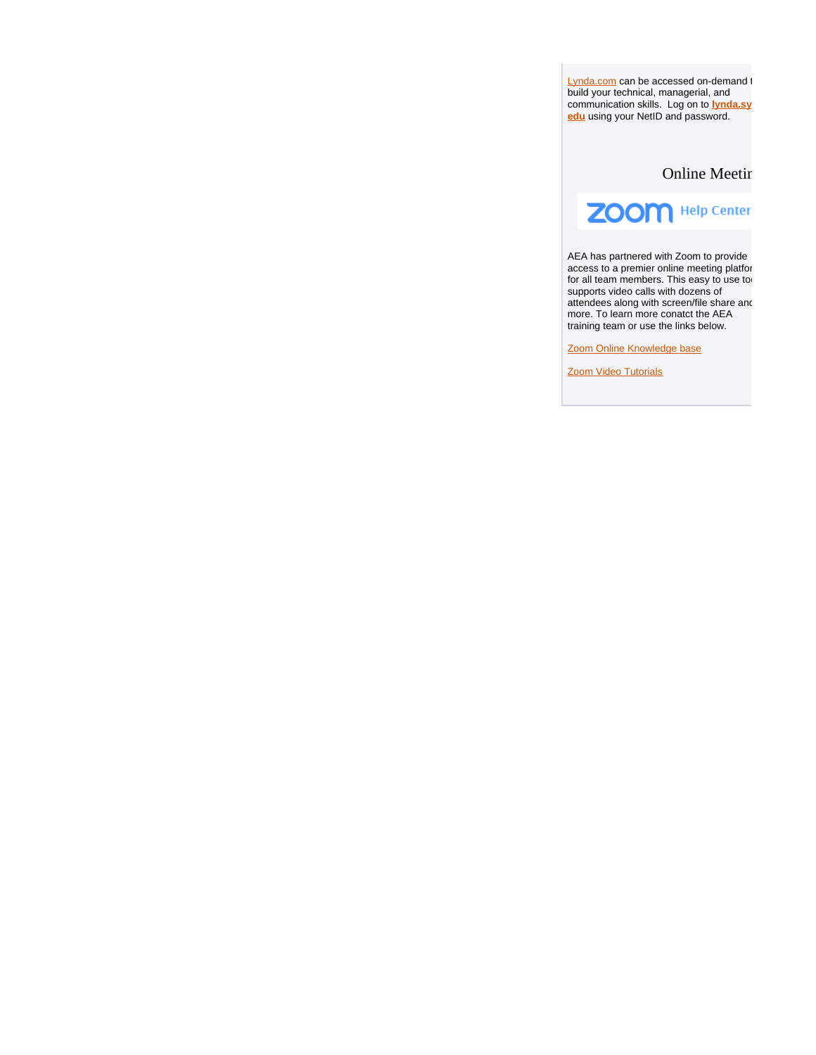Lynda.com can be accessed on-demand t build your technical, managerial, and communication skills. Log on to **lynda.sy edu** using your NetID and password.

## Online Meetir

zoom Help Center

AEA has partnered with Zoom to provide access to a premier online meeting platfor for all team members. This easy to use to supports video calls with dozens of attendees along with screen/file share and more. To learn more conatct the AEA training team or use the links below.

Zoom Online Knowledge base

Zoom Video Tutorials